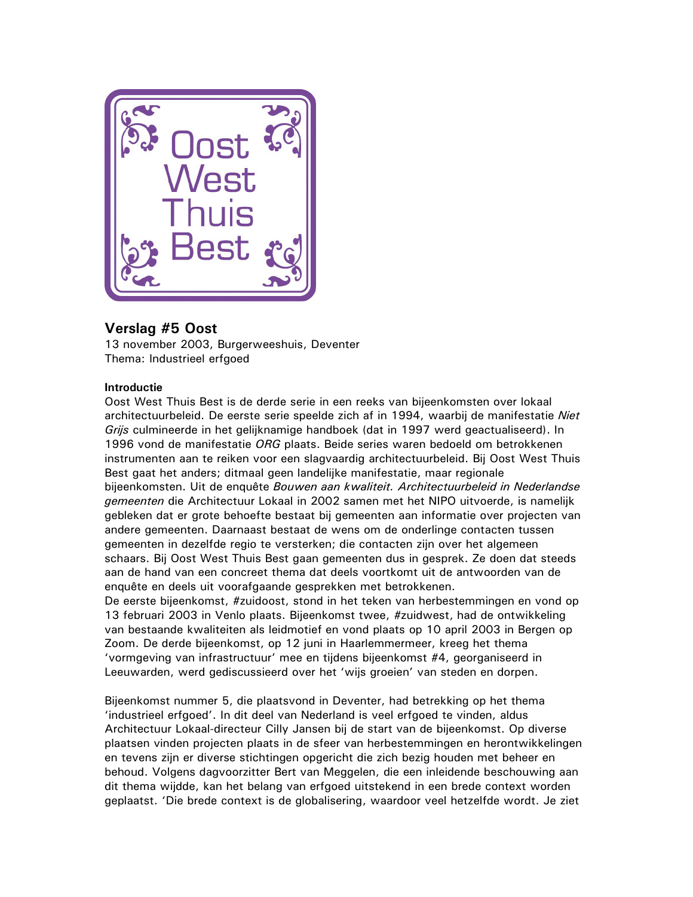Oost West Thuis Best

## Verslag #5 Oost

13 november 2003, Burgerweeshuis, Deventer
Thema: Industrieel erfgoed

**Introductie**

Oost West Thuis Best is de derde serie in een reeks van bijeenkomsten over lokaal architectuurbeleid. De eerste serie speelde zich af in 1994, waarbij de manifestatie *Niet Grijs* culmineerde in het gelijknamige handboek (dat in 1997 werd geactualiseerd). In 1996 vond de manifestatie *ORG* plaats. Beide series waren bedoeld om betrokkenen instrumenten aan te reiken voor een slagvaardig architectuurbeleid. Bij Oost West Thuis Best gaat het anders; ditmaal geen landelijke manifestatie, maar regionale bijeenkomsten. Uit de enquête *Bouwen aan kwaliteit. Architectuurbeleid in Nederlandse gemeenten* die Architectuur Lokaal in 2002 samen met het NIPO uitvoerde, is namelijk gebleken dat er grote behoefte bestaat bij gemeenten aan informatie over projecten van andere gemeenten. Daarnaast bestaat de wens om de onderlinge contacten tussen gemeenten in dezelfde regio te versterken; die contacten zijn over het algemeen schaars. Bij Oost West Thuis Best gaan gemeenten dus in gesprek. Ze doen dat steeds aan de hand van een concreet thema dat deels voortkomt uit de antwoorden van de enquête en deels uit voorafgaande gesprekken met betrokkenen.
De eerste bijeenkomst, #zuidoost, stond in het teken van herbestemmingen en vond op 13 februari 2003 in Venlo plaats. Bijeenkomst twee, #zuidwest, had de ontwikkeling van bestaande kwaliteiten als leidmotief en vond plaats op 10 april 2003 in Bergen op Zoom. De derde bijeenkomst, op 12 juni in Haarlemmermeer, kreeg het thema 'vormgeving van infrastructuur' mee en tijdens bijeenkomst #4, georganiseerd in Leeuwarden, werd gediscussieerd over het 'wijs groeien' van steden en dorpen.

Bijeenkomst nummer 5, die plaatsvond in Deventer, had betrekking op het thema 'industrieel erfgoed'. In dit deel van Nederland is veel erfgoed te vinden, aldus Architectuur Lokaal-directeur Cilly Jansen bij de start van de bijeenkomst. Op diverse plaatsen vinden projecten plaats in de sfeer van herbestemmingen en herontwikkelingen en tevens zijn er diverse stichtingen opgericht die zich bezig houden met beheer en behoud. Volgens dagvoorzitter Bert van Meggelen, die een inleidende beschouwing aan dit thema wijdde, kan het belang van erfgoed uitstekend in een brede context worden geplaatst. 'Die brede context is de globalisering, waardoor veel hetzelfde wordt. Je ziet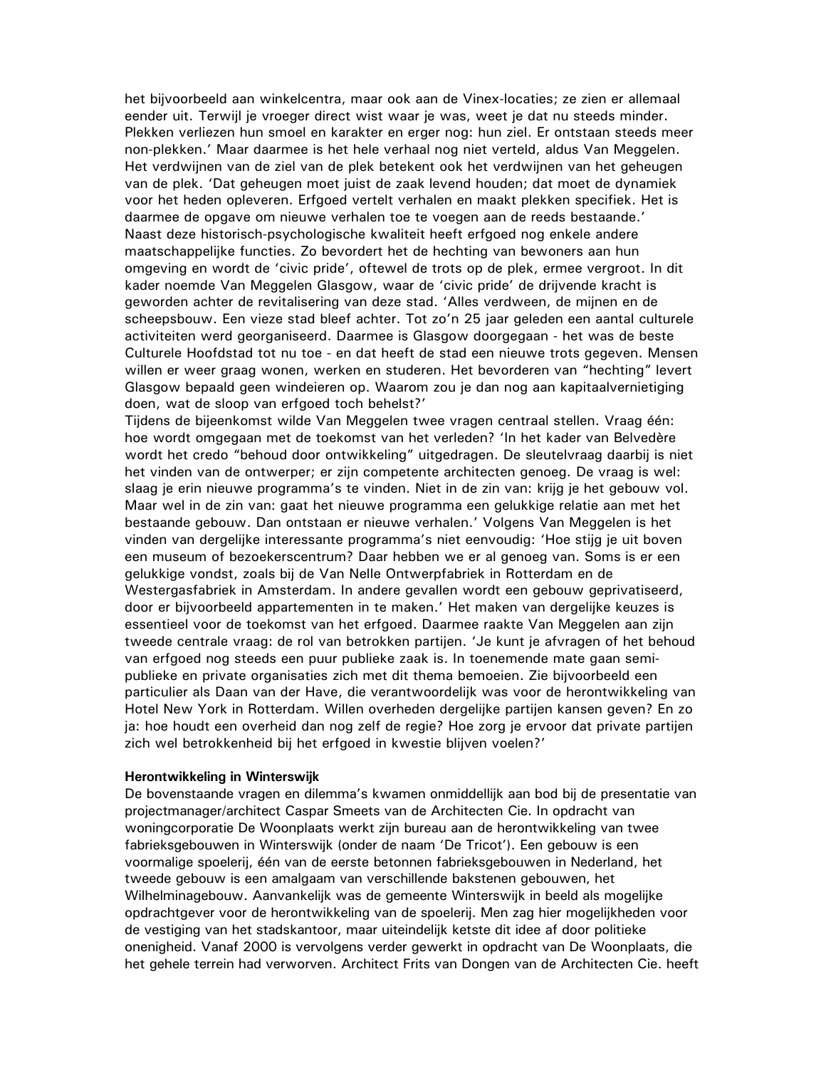het bijvoorbeeld aan winkelcentra, maar ook aan de Vinex-locaties; ze zien er allemaal eender uit. Terwijl je vroeger direct wist waar je was, weet je dat nu steeds minder. Plekken verliezen hun smoel en karakter en erger nog: hun ziel. Er ontstaan steeds meer non-plekken.' Maar daarmee is het hele verhaal nog niet verteld, aldus Van Meggelen. Het verdwijnen van de ziel van de plek betekent ook het verdwijnen van het geheugen van de plek. 'Dat geheugen moet juist de zaak levend houden; dat moet de dynamiek voor het heden opleveren. Erfgoed vertelt verhalen en maakt plekken specifiek. Het is daarmee de opgave om nieuwe verhalen toe te voegen aan de reeds bestaande.'
Naast deze historisch-psychologische kwaliteit heeft erfgoed nog enkele andere maatschappelijke functies. Zo bevordert het de hechting van bewoners aan hun omgeving en wordt de 'civic pride', oftewel de trots op de plek, ermee vergroot. In dit kader noemde Van Meggelen Glasgow, waar de 'civic pride' de drijvende kracht is geworden achter de revitalisering van deze stad. 'Alles verdween, de mijnen en de scheepsbouw. Een vieze stad bleef achter. Tot zo'n 25 jaar geleden een aantal culturele activiteiten werd georganiseerd. Daarmee is Glasgow doorgegaan - het was de beste Culturele Hoofdstad tot nu toe - en dat heeft de stad een nieuwe trots gegeven. Mensen willen er weer graag wonen, werken en studeren. Het bevorderen van "hechting" levert Glasgow bepaald geen windeieren op. Waarom zou je dan nog aan kapitaalvernietiging doen, wat de sloop van erfgoed toch behelst?'
Tijdens de bijeenkomst wilde Van Meggelen twee vragen centraal stellen. Vraag één: hoe wordt omgegaan met de toekomst van het verleden? 'In het kader van Belvedère wordt het credo "behoud door ontwikkeling" uitgedragen. De sleutelvraag daarbij is niet het vinden van de ontwerper; er zijn competente architecten genoeg. De vraag is wel: slaag je erin nieuwe programma's te vinden. Niet in de zin van: krijg je het gebouw vol. Maar wel in de zin van: gaat het nieuwe programma een gelukkige relatie aan met het bestaande gebouw. Dan ontstaan er nieuwe verhalen.' Volgens Van Meggelen is het vinden van dergelijke interessante programma's niet eenvoudig: 'Hoe stijg je uit boven een museum of bezoekerscentrum? Daar hebben we er al genoeg van. Soms is er een gelukkige vondst, zoals bij de Van Nelle Ontwerpfabriek in Rotterdam en de Westergasfabriek in Amsterdam. In andere gevallen wordt een gebouw geprivatiseerd, door er bijvoorbeeld appartementen in te maken.' Het maken van dergelijke keuzes is essentieel voor de toekomst van het erfgoed. Daarmee raakte Van Meggelen aan zijn tweede centrale vraag: de rol van betrokken partijen. 'Je kunt je afvragen of het behoud van erfgoed nog steeds een puur publieke zaak is. In toenemende mate gaan semi-publieke en private organisaties zich met dit thema bemoeien. Zie bijvoorbeeld een particulier als Daan van der Have, die verantwoordelijk was voor de herontwikkeling van Hotel New York in Rotterdam. Willen overheden dergelijke partijen kansen geven? En zo ja: hoe houdt een overheid dan nog zelf de regie? Hoe zorg je ervoor dat private partijen zich wel betrokkenheid bij het erfgoed in kwestie blijven voelen?'

**Herontwikkeling in Winterswijk**

De bovenstaande vragen en dilemma's kwamen onmiddellijk aan bod bij de presentatie van projectmanager/architect Caspar Smeets van de Architecten Cie. In opdracht van woningcorporatie De Woonplaats werkt zijn bureau aan de herontwikkeling van twee fabrieksgebouwen in Winterswijk (onder de naam 'De Tricot'). Een gebouw is een voormalige spoelerij, één van de eerste betonnen fabrieksgebouwen in Nederland, het tweede gebouw is een amalgaam van verschillende bakstenen gebouwen, het Wilhelminagebouw. Aanvankelijk was de gemeente Winterswijk in beeld als mogelijke opdrachtgever voor de herontwikkeling van de spoelerij. Men zag hier mogelijkheden voor de vestiging van het stadskantoor, maar uiteindelijk ketste dit idee af door politieke onenigheid. Vanaf 2000 is vervolgens verder gewerkt in opdracht van De Woonplaats, die het gehele terrein had verworven. Architect Frits van Dongen van de Architecten Cie. heeft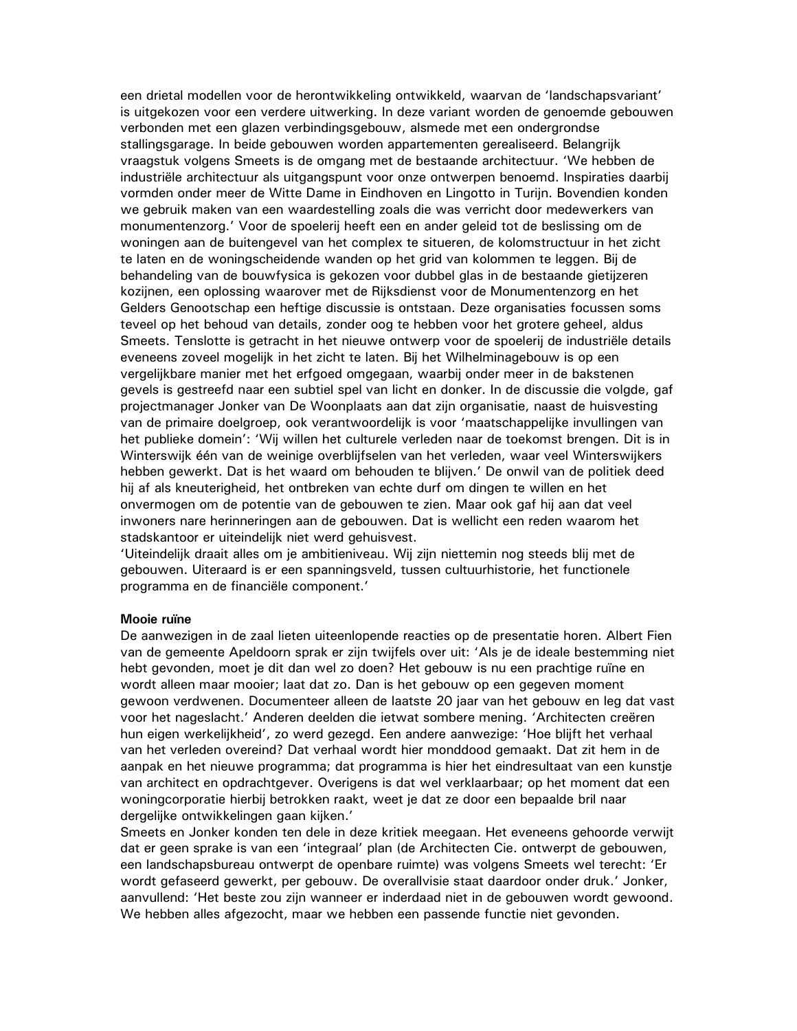een drietal modellen voor de herontwikkeling ontwikkeld, waarvan de 'landschapsvariant' is uitgekozen voor een verdere uitwerking. In deze variant worden de genoemde gebouwen verbonden met een glazen verbindingsgebouw, alsmede met een ondergrondse stallingsgarage. In beide gebouwen worden appartementen gerealiseerd. Belangrijk vraagstuk volgens Smeets is de omgang met de bestaande architectuur. 'We hebben de industriële architectuur als uitgangspunt voor onze ontwerpen benoemd. Inspiraties daarbij vormden onder meer de Witte Dame in Eindhoven en Lingotto in Turijn. Bovendien konden we gebruik maken van een waardestelling zoals die was verricht door medewerkers van monumentenzorg.' Voor de spoelerij heeft een en ander geleid tot de beslissing om de woningen aan de buitengevel van het complex te situeren, de kolomstructuur in het zicht te laten en de woningscheidende wanden op het grid van kolommen te leggen. Bij de behandeling van de bouwfysica is gekozen voor dubbel glas in de bestaande gietijzeren kozijnen, een oplossing waarover met de Rijksdienst voor de Monumentenzorg en het Gelders Genootschap een heftige discussie is ontstaan. Deze organisaties focussen soms teveel op het behoud van details, zonder oog te hebben voor het grotere geheel, aldus Smeets. Tenslotte is getracht in het nieuwe ontwerp voor de spoelerij de industriële details eveneens zoveel mogelijk in het zicht te laten. Bij het Wilhelminagebouw is op een vergelijkbare manier met het erfgoed omgegaan, waarbij onder meer in de bakstenen gevels is gestreefd naar een subtiel spel van licht en donker. In de discussie die volgde, gaf projectmanager Jonker van De Woonplaats aan dat zijn organisatie, naast de huisvesting van de primaire doelgroep, ook verantwoordelijk is voor 'maatschappelijke invullingen van het publieke domein': 'Wij willen het culturele verleden naar de toekomst brengen. Dit is in Winterswijk één van de weinige overblijfselen van het verleden, waar veel Winterswijkers hebben gewerkt. Dat is het waard om behouden te blijven.' De onwil van de politiek deed hij af als kneuterigheid, het ontbreken van echte durf om dingen te willen en het onvermogen om de potentie van de gebouwen te zien. Maar ook gaf hij aan dat veel inwoners nare herinneringen aan de gebouwen. Dat is wellicht een reden waarom het stadskantoor er uiteindelijk niet werd gehuisvest.
'Uiteindelijk draait alles om je ambitieniveau. Wij zijn niettemin nog steeds blij met de gebouwen. Uiteraard is er een spanningsveld, tussen cultuurhistorie, het functionele programma en de financiële component.'

**Mooie ruïne**
De aanwezigen in de zaal lieten uiteenlopende reacties op de presentatie horen. Albert Fien van de gemeente Apeldoorn sprak er zijn twijfels over uit: 'Als je de ideale bestemming niet hebt gevonden, moet je dit dan wel zo doen? Het gebouw is nu een prachtige ruïne en wordt alleen maar mooier; laat dat zo. Dan is het gebouw op een gegeven moment gewoon verdwenen. Documenteer alleen de laatste 20 jaar van het gebouw en leg dat vast voor het nageslacht.' Anderen deelden die ietwat sombere mening. 'Architecten creëren hun eigen werkelijkheid', zo werd gezegd. Een andere aanwezige: 'Hoe blijft het verhaal van het verleden overeind? Dat verhaal wordt hier monddood gemaakt. Dat zit hem in de aanpak en het nieuwe programma; dat programma is hier het eindresultaat van een kunstje van architect en opdrachtgever. Overigens is dat wel verklaarbaar; op het moment dat een woningcorporatie hierbij betrokken raakt, weet je dat ze door een bepaalde bril naar dergelijke ontwikkelingen gaan kijken.'
Smeets en Jonker konden ten dele in deze kritiek meegaan. Het eveneens gehoorde verwijt dat er geen sprake is van een 'integraal' plan (de Architecten Cie. ontwerpt de gebouwen, een landschapsbureau ontwerpt de openbare ruimte) was volgens Smeets wel terecht: 'Er wordt gefaseerd gewerkt, per gebouw. De overallvisie staat daardoor onder druk.' Jonker, aanvullend: 'Het beste zou zijn wanneer er inderdaad niet in de gebouwen wordt gewoond. We hebben alles afgezocht, maar we hebben een passende functie niet gevonden.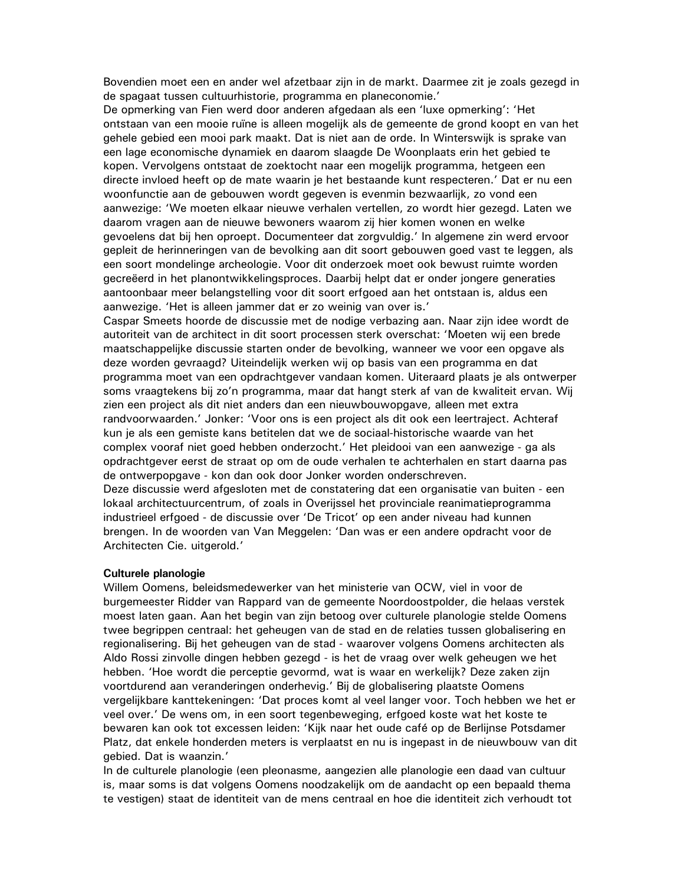Bovendien moet een en ander wel afzetbaar zijn in de markt. Daarmee zit je zoals gezegd in de spagaat tussen cultuurhistorie, programma en planeconomie.'

De opmerking van Fien werd door anderen afgedaan als een 'luxe opmerking': 'Het ontstaan van een mooie ruïne is alleen mogelijk als de gemeente de grond koopt en van het gehele gebied een mooi park maakt. Dat is niet aan de orde. In Winterswijk is sprake van een lage economische dynamiek en daarom slaagde De Woonplaats erin het gebied te kopen. Vervolgens ontstaat de zoektocht naar een mogelijk programma, hetgeen een directe invloed heeft op de mate waarin je het bestaande kunt respecteren.' Dat er nu een woonfunctie aan de gebouwen wordt gegeven is evenmin bezwaarlijk, zo vond een aanwezige: 'We moeten elkaar nieuwe verhalen vertellen, zo wordt hier gezegd. Laten we daarom vragen aan de nieuwe bewoners waarom zij hier komen wonen en welke gevoelens dat bij hen oproept. Documenteer dat zorgvuldig.' In algemene zin werd ervoor gepleit de herinneringen van de bevolking aan dit soort gebouwen goed vast te leggen, als een soort mondelinge archeologie. Voor dit onderzoek moet ook bewust ruimte worden gecreëerd in het planontwikkelingsproces. Daarbij helpt dat er onder jongere generaties aantoonbaar meer belangstelling voor dit soort erfgoed aan het ontstaan is, aldus een aanwezige. 'Het is alleen jammer dat er zo weinig van over is.'

Caspar Smeets hoorde de discussie met de nodige verbazing aan. Naar zijn idee wordt de autoriteit van de architect in dit soort processen sterk overschat: 'Moeten wij een brede maatschappelijke discussie starten onder de bevolking, wanneer we voor een opgave als deze worden gevraagd? Uiteindelijk werken wij op basis van een programma en dat programma moet van een opdrachtgever vandaan komen. Uiteraard plaats je als ontwerper soms vraagtekens bij zo'n programma, maar dat hangt sterk af van de kwaliteit ervan. Wij zien een project als dit niet anders dan een nieuwbouwopgave, alleen met extra randvoorwaarden.' Jonker: 'Voor ons is een project als dit ook een leertraject. Achteraf kun je als een gemiste kans betitelen dat we de sociaal-historische waarde van het complex vooraf niet goed hebben onderzocht.' Het pleidooi van een aanwezige - ga als opdrachtgever eerst de straat op om de oude verhalen te achterhalen en start daarna pas de ontwerpopgave - kon dan ook door Jonker worden onderschreven.

Deze discussie werd afgesloten met de constatering dat een organisatie van buiten - een lokaal architectuurcentrum, of zoals in Overijssel het provinciale reanimatieprogramma industrieel erfgoed - de discussie over 'De Tricot' op een ander niveau had kunnen brengen. In de woorden van Van Meggelen: 'Dan was er een andere opdracht voor de Architecten Cie. uitgerold.'

**Culturele planologie**

Willem Oomens, beleidsmedewerker van het ministerie van OCW, viel in voor de burgemeester Ridder van Rappard van de gemeente Noordoostpolder, die helaas verstek moest laten gaan. Aan het begin van zijn betoog over culturele planologie stelde Oomens twee begrippen centraal: het geheugen van de stad en de relaties tussen globalisering en regionalisering. Bij het geheugen van de stad - waarover volgens Oomens architecten als Aldo Rossi zinvolle dingen hebben gezegd - is het de vraag over welk geheugen we het hebben. 'Hoe wordt die perceptie gevormd, wat is waar en werkelijk? Deze zaken zijn voortdurend aan veranderingen onderhevig.' Bij de globalisering plaatste Oomens vergelijkbare kanttekeningen: 'Dat proces komt al veel langer voor. Toch hebben we het er veel over.' De wens om, in een soort tegenbeweging, erfgoed koste wat het koste te bewaren kan ook tot excessen leiden: 'Kijk naar het oude café op de Berlijnse Potsdamer Platz, dat enkele honderden meters is verplaatst en nu is ingepast in de nieuwbouw van dit gebied. Dat is waanzin.'

In de culturele planologie (een pleonasme, aangezien alle planologie een daad van cultuur is, maar soms is dat volgens Oomens noodzakelijk om de aandacht op een bepaald thema te vestigen) staat de identiteit van de mens centraal en hoe die identiteit zich verhoudt tot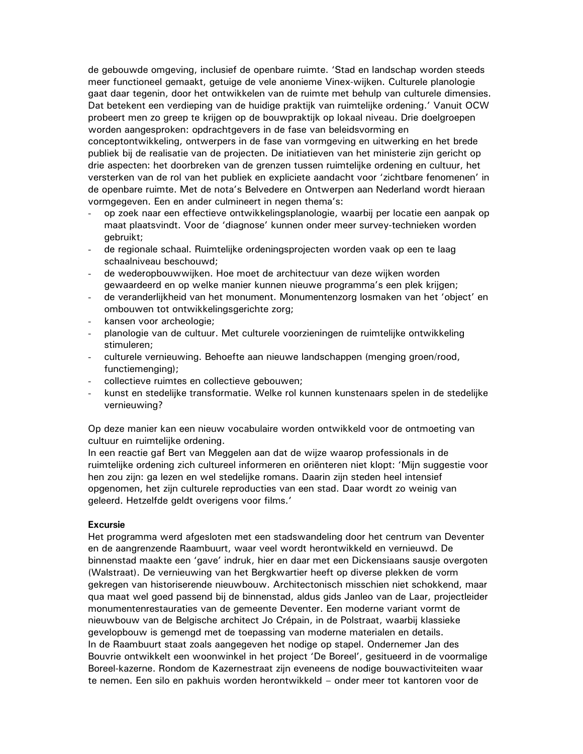de gebouwde omgeving, inclusief de openbare ruimte. 'Stad en landschap worden steeds meer functioneel gemaakt, getuige de vele anonieme Vinex-wijken. Culturele planologie gaat daar tegenin, door het ontwikkelen van de ruimte met behulp van culturele dimensies. Dat betekent een verdieping van de huidige praktijk van ruimtelijke ordening.' Vanuit OCW probeert men zo greep te krijgen op de bouwpraktijk op lokaal niveau. Drie doelgroepen worden aangesproken: opdrachtgevers in de fase van beleidsvorming en conceptontwikkeling, ontwerpers in de fase van vormgeving en uitwerking en het brede publiek bij de realisatie van de projecten. De initiatieven van het ministerie zijn gericht op drie aspecten: het doorbreken van de grenzen tussen ruimtelijke ordening en cultuur, het versterken van de rol van het publiek en expliciete aandacht voor 'zichtbare fenomenen' in de openbare ruimte. Met de nota's Belvedere en Ontwerpen aan Nederland wordt hieraan vormgegeven. Een en ander culmineert in negen thema's:

- op zoek naar een effectieve ontwikkelingsplanologie, waarbij per locatie een aanpak op maat plaatsvindt. Voor de 'diagnose' kunnen onder meer survey-technieken worden gebruikt;
- de regionale schaal. Ruimtelijke ordeningsprojecten worden vaak op een te laag schaalniveau beschouwd;
- de wederopbouwwijken. Hoe moet de architectuur van deze wijken worden gewaardeerd en op welke manier kunnen nieuwe programma's een plek krijgen;
- de veranderlijkheid van het monument. Monumentenzorg losmaken van het 'object' en ombouwen tot ontwikkelingsgerichte zorg;
- kansen voor archeologie;
- planologie van de cultuur. Met culturele voorzieningen de ruimtelijke ontwikkeling stimuleren;
- culturele vernieuwing. Behoefte aan nieuwe landschappen (menging groen/rood, functiemenging);
- collectieve ruimtes en collectieve gebouwen;
- kunst en stedelijke transformatie. Welke rol kunnen kunstenaars spelen in de stedelijke vernieuwing?

Op deze manier kan een nieuw vocabulaire worden ontwikkeld voor de ontmoeting van cultuur en ruimtelijke ordening.
In een reactie gaf Bert van Meggelen aan dat de wijze waarop professionals in de ruimtelijke ordening zich cultureel informeren en oriënteren niet klopt: 'Mijn suggestie voor hen zou zijn: ga lezen en wel stedelijke romans. Daarin zijn steden heel intensief opgenomen, het zijn culturele reproducties van een stad. Daar wordt zo weinig van geleerd. Hetzelfde geldt overigens voor films.'

**Excursie**
Het programma werd afgesloten met een stadswandeling door het centrum van Deventer en de aangrenzende Raambuurt, waar veel wordt herontwikkeld en vernieuwd. De binnenstad maakte een 'gave' indruk, hier en daar met een Dickensiaans sausje overgoten (Walstraat). De vernieuwing van het Bergkwartier heeft op diverse plekken de vorm gekregen van historiserende nieuwbouw. Architectonisch misschien niet schokkend, maar qua maat wel goed passend bij de binnenstad, aldus gids Janleo van de Laar, projectleider monumentenrestauraties van de gemeente Deventer. Een moderne variant vormt de nieuwbouw van de Belgische architect Jo Crépain, in de Polstraat, waarbij klassieke gevelopbouw is gemengd met de toepassing van moderne materialen en details.
In de Raambuurt staat zoals aangegeven het nodige op stapel. Ondernemer Jan des Bouvrie ontwikkelt een woonwinkel in het project 'De Boreel', gesitueerd in de voormalige Boreel-kazerne. Rondom de Kazernestraat zijn eveneens de nodige bouwactiviteiten waar te nemen. Een silo en pakhuis worden herontwikkeld – onder meer tot kantoren voor de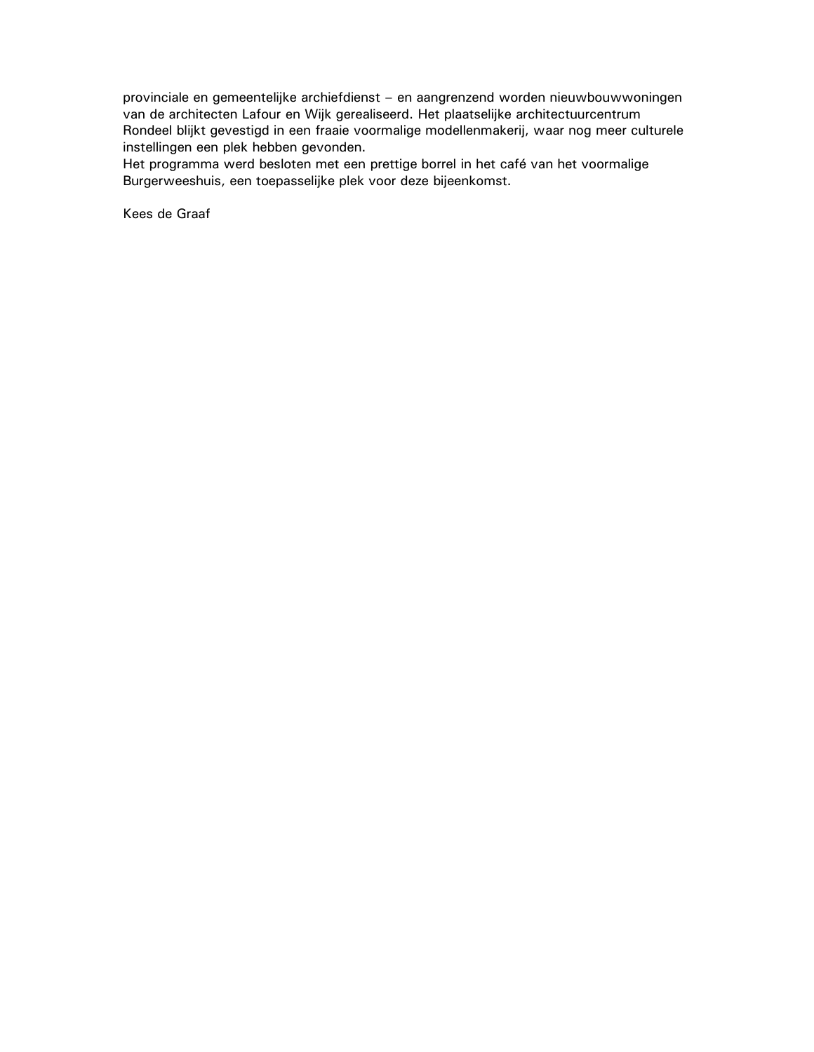provinciale en gemeentelijke archiefdienst – en aangrenzend worden nieuwbouwwoningen van de architecten Lafour en Wijk gerealiseerd. Het plaatselijke architectuurcentrum Rondeel blijkt gevestigd in een fraaie voormalige modellenmakerij, waar nog meer culturele instellingen een plek hebben gevonden.
Het programma werd besloten met een prettige borrel in het café van het voormalige Burgerweeshuis, een toepasselijke plek voor deze bijeenkomst.

Kees de Graaf